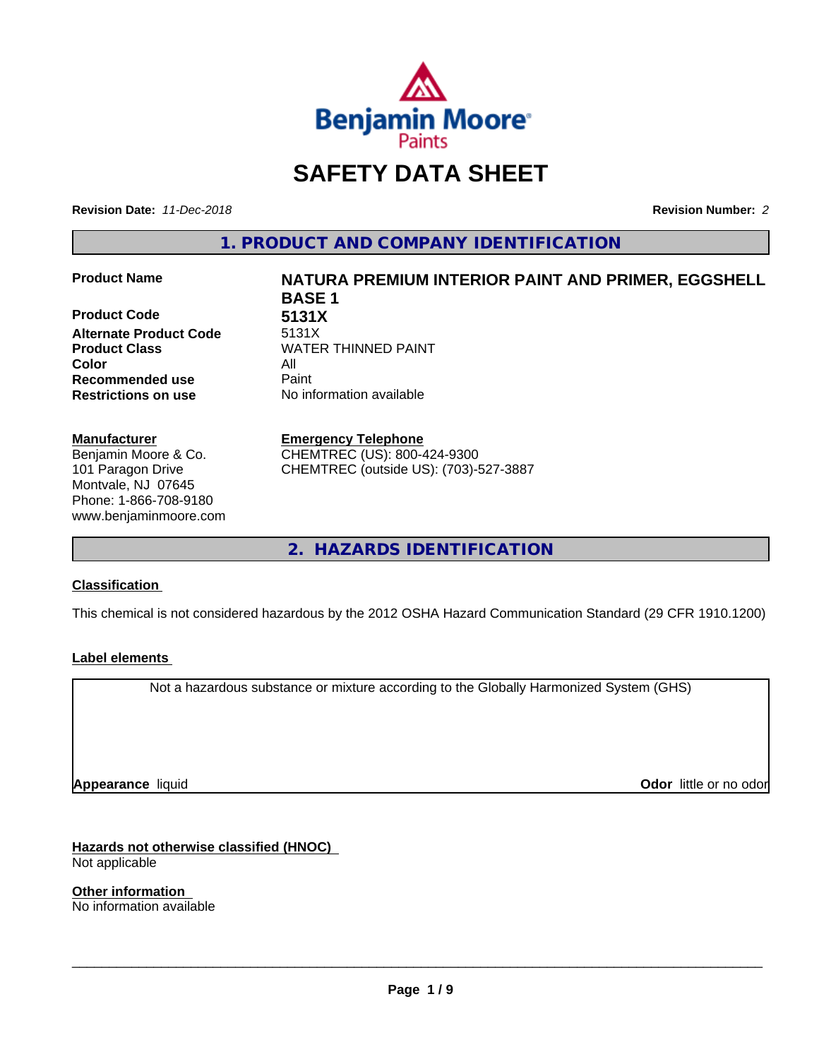# SAFETY DATA SHEET

**Revision Date:** *11-Dec-2018*

**Revision Number:** *2*

## 1. PRODUCT AND COMPANY IDENTIFICATION

| | |
|---|---|
| **Product Name** | **NATURA PREMIUM INTERIOR PAINT AND PRIMER, EGGSHELL BASE 1** |
| **Product Code** | **5131X** |
| **Alternate Product Code** | 5131X |
| **Product Class** | WATER THINNED PAINT |
| **Color** | All |
| **Recommended use** | Paint |
| **Restrictions on use** | No information available |

**Manufacturer**
Benjamin Moore & Co.
101 Paragon Drive
Montvale, NJ 07645
Phone: 1-866-708-9180
www.benjaminmoore.com

**Emergency Telephone**
CHEMTREC (US): 800-424-9300
CHEMTREC (outside US): (703)-527-3887

## 2. HAZARDS IDENTIFICATION

### Classification

This chemical is not considered hazardous by the 2012 OSHA Hazard Communication Standard (29 CFR 1910.1200)

### Label elements

Not a hazardous substance or mixture according to the Globally Harmonized System (GHS)

**Appearance** liquid

**Odor** little or no odor

### Hazards not otherwise classified (HNOC)

Not applicable

### Other information

No information available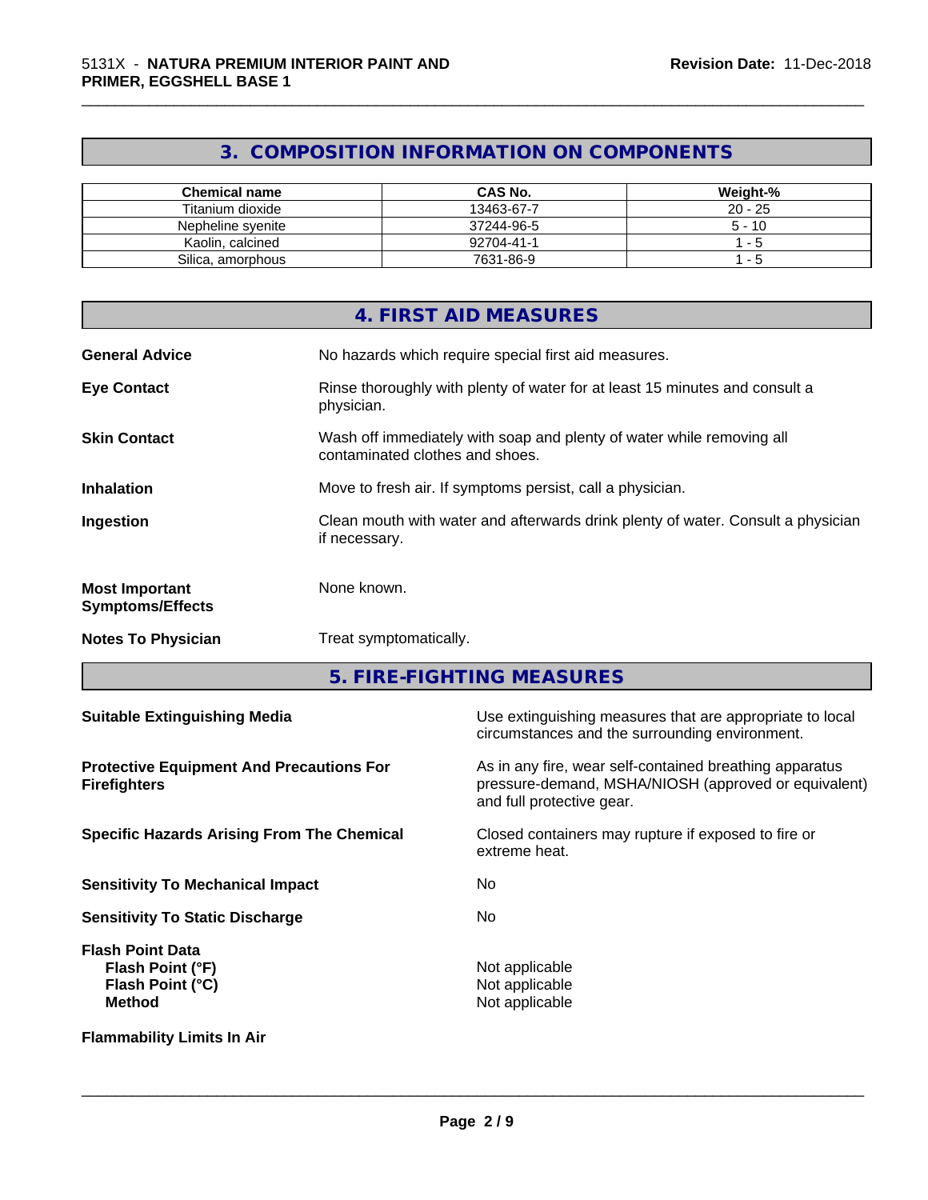## 3. COMPOSITION INFORMATION ON COMPONENTS

| Chemical name | CAS No. | Weight-% |
|---|---|---|
| Titanium dioxide | 13463-67-7 | 20 - 25 |
| Nepheline syenite | 37244-96-5 | 5 - 10 |
| Kaolin, calcined | 92704-41-1 | 1 - 5 |
| Silica, amorphous | 7631-86-9 | 1 - 5 |

## 4. FIRST AID MEASURES

**General Advice** No hazards which require special first aid measures.

**Eye Contact** Rinse thoroughly with plenty of water for at least 15 minutes and consult a physician.

**Skin Contact** Wash off immediately with soap and plenty of water while removing all contaminated clothes and shoes.

**Inhalation** Move to fresh air. If symptoms persist, call a physician.

**Ingestion** Clean mouth with water and afterwards drink plenty of water. Consult a physician if necessary.

**Most Important Symptoms/Effects** None known.

**Notes To Physician** Treat symptomatically.

## 5. FIRE-FIGHTING MEASURES

**Suitable Extinguishing Media** Use extinguishing measures that are appropriate to local circumstances and the surrounding environment.

**Protective Equipment And Precautions For Firefighters** As in any fire, wear self-contained breathing apparatus pressure-demand, MSHA/NIOSH (approved or equivalent) and full protective gear.

**Specific Hazards Arising From The Chemical** Closed containers may rupture if exposed to fire or extreme heat.

**Sensitivity To Mechanical Impact** No

**Sensitivity To Static Discharge** No

**Flash Point Data**
**Flash Point (°F)** Not applicable
**Flash Point (°C)** Not applicable
**Method** Not applicable

**Flammability Limits In Air**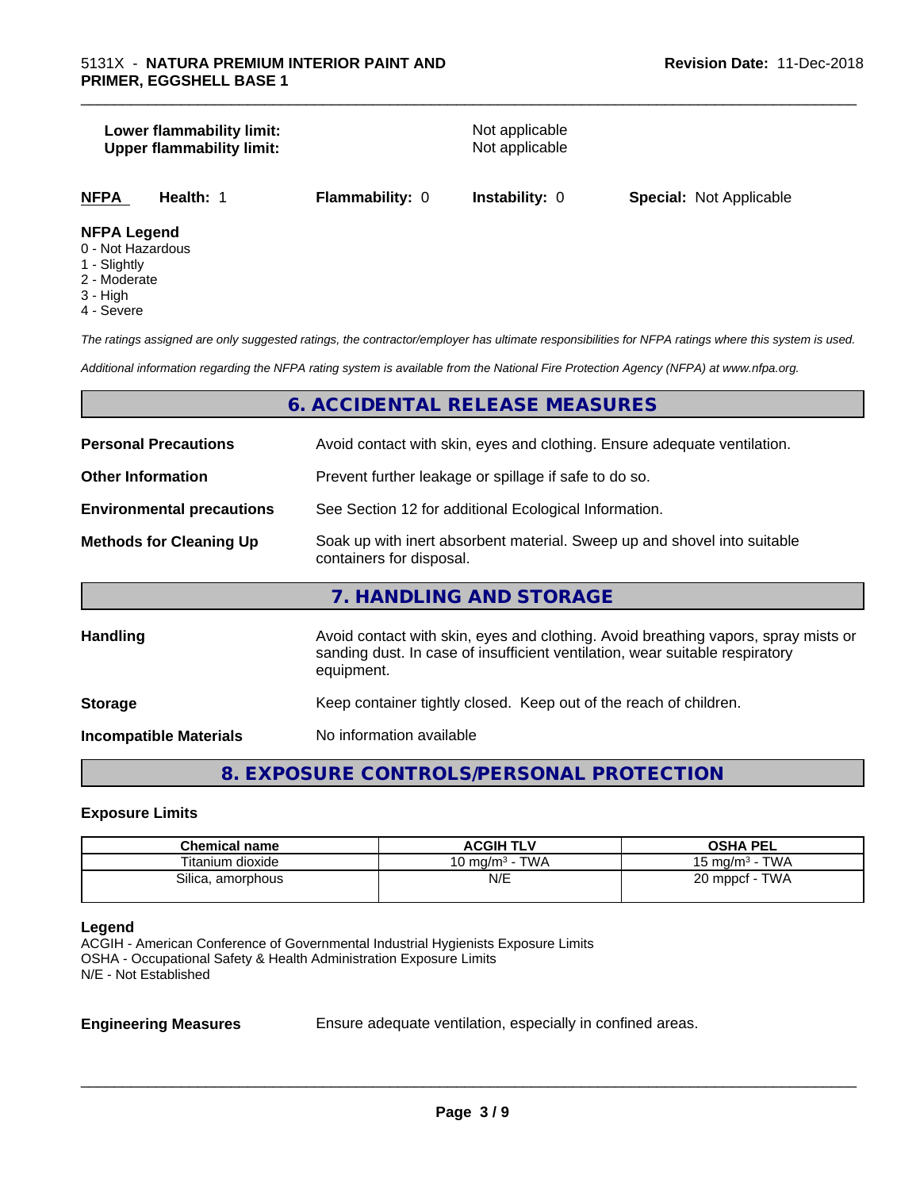**Lower flammability limit:** Not applicable
**Upper flammability limit:** Not applicable

| NFPA | Health: 1 | Flammability: 0 | Instability: 0 | Special: Not Applicable |
|---|---|---|---|---|

**NFPA Legend**
0 - Not Hazardous
1 - Slightly
2 - Moderate
3 - High
4 - Severe

*The ratings assigned are only suggested ratings, the contractor/employer has ultimate responsibilities for NFPA ratings where this system is used.*

*Additional information regarding the NFPA rating system is available from the National Fire Protection Agency (NFPA) at www.nfpa.org.*

## 6. ACCIDENTAL RELEASE MEASURES

**Personal Precautions** Avoid contact with skin, eyes and clothing. Ensure adequate ventilation.

**Other Information** Prevent further leakage or spillage if safe to do so.

**Environmental precautions** See Section 12 for additional Ecological Information.

**Methods for Cleaning Up** Soak up with inert absorbent material. Sweep up and shovel into suitable containers for disposal.

## 7. HANDLING AND STORAGE

**Handling** Avoid contact with skin, eyes and clothing. Avoid breathing vapors, spray mists or sanding dust. In case of insufficient ventilation, wear suitable respiratory equipment.

**Storage** Keep container tightly closed. Keep out of the reach of children.

**Incompatible Materials** No information available

## 8. EXPOSURE CONTROLS/PERSONAL PROTECTION

### Exposure Limits

| Chemical name | ACGIH TLV | OSHA PEL |
|---|---|---|
| Titanium dioxide | 10 mg/m³ - TWA | 15 mg/m³ - TWA |
| Silica, amorphous | N/E | 20 mppcf - TWA |

**Legend**
ACGIH - American Conference of Governmental Industrial Hygienists Exposure Limits
OSHA - Occupational Safety & Health Administration Exposure Limits
N/E - Not Established

**Engineering Measures** Ensure adequate ventilation, especially in confined areas.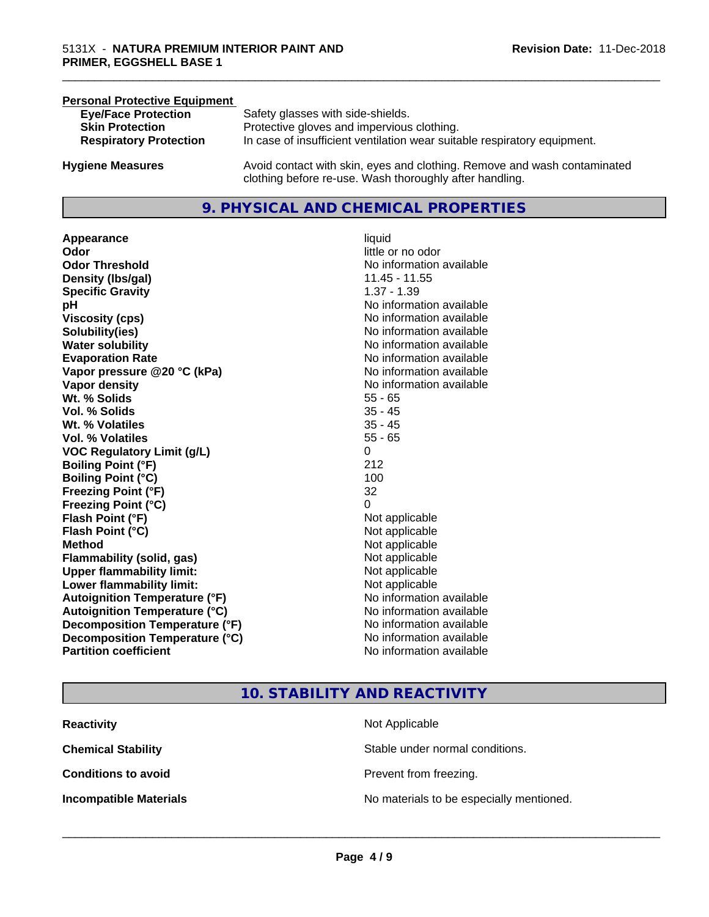**Personal Protective Equipment**

| | |
|---|---|
| **Eye/Face Protection** | Safety glasses with side-shields. |
| **Skin Protection** | Protective gloves and impervious clothing. |
| **Respiratory Protection** | In case of insufficient ventilation wear suitable respiratory equipment. |

**Hygiene Measures** Avoid contact with skin, eyes and clothing. Remove and wash contaminated clothing before re-use. Wash thoroughly after handling.

## 9. PHYSICAL AND CHEMICAL PROPERTIES

| | |
|---|---|
| **Appearance** | liquid |
| **Odor** | little or no odor |
| **Odor Threshold** | No information available |
| **Density (lbs/gal)** | 11.45 - 11.55 |
| **Specific Gravity** | 1.37 - 1.39 |
| **pH** | No information available |
| **Viscosity (cps)** | No information available |
| **Solubility(ies)** | No information available |
| **Water solubility** | No information available |
| **Evaporation Rate** | No information available |
| **Vapor pressure @20 °C (kPa)** | No information available |
| **Vapor density** | No information available |
| **Wt. % Solids** | 55 - 65 |
| **Vol. % Solids** | 35 - 45 |
| **Wt. % Volatiles** | 35 - 45 |
| **Vol. % Volatiles** | 55 - 65 |
| **VOC Regulatory Limit (g/L)** | 0 |
| **Boiling Point (°F)** | 212 |
| **Boiling Point (°C)** | 100 |
| **Freezing Point (°F)** | 32 |
| **Freezing Point (°C)** | 0 |
| **Flash Point (°F)** | Not applicable |
| **Flash Point (°C)** | Not applicable |
| **Method** | Not applicable |
| **Flammability (solid, gas)** | Not applicable |
| **Upper flammability limit:** | Not applicable |
| **Lower flammability limit:** | Not applicable |
| **Autoignition Temperature (°F)** | No information available |
| **Autoignition Temperature (°C)** | No information available |
| **Decomposition Temperature (°F)** | No information available |
| **Decomposition Temperature (°C)** | No information available |
| **Partition coefficient** | No information available |

## 10. STABILITY AND REACTIVITY

| | |
|---|---|
| **Reactivity** | Not Applicable |
| **Chemical Stability** | Stable under normal conditions. |
| **Conditions to avoid** | Prevent from freezing. |
| **Incompatible Materials** | No materials to be especially mentioned. |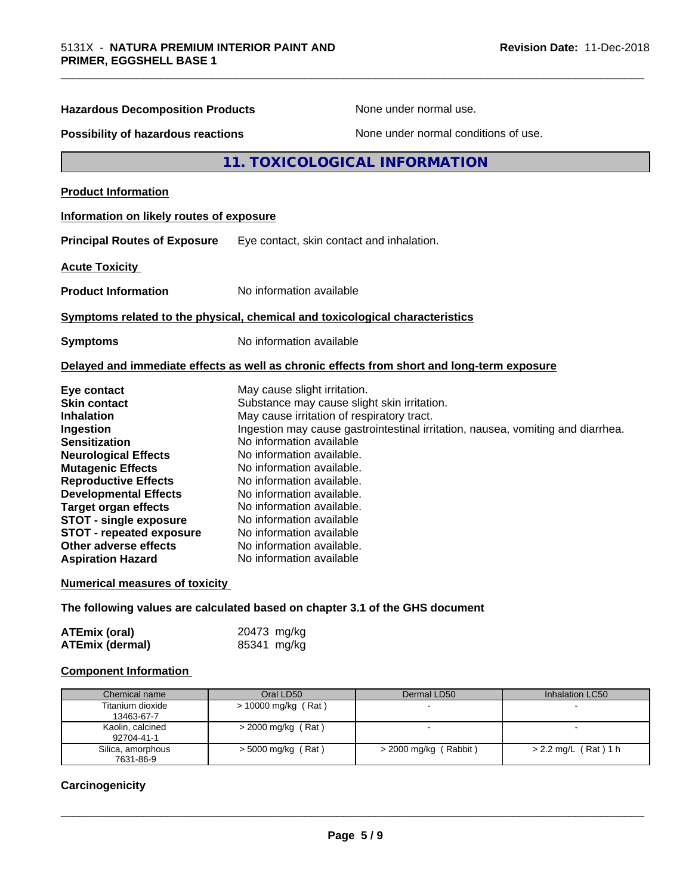**Hazardous Decomposition Products** None under normal use.

**Possibility of hazardous reactions** None under normal conditions of use.

## 11. TOXICOLOGICAL INFORMATION

**Product Information**

**Information on likely routes of exposure**

**Principal Routes of Exposure** Eye contact, skin contact and inhalation.

**Acute Toxicity**

**Product Information** No information available

**Symptoms related to the physical, chemical and toxicological characteristics**

**Symptoms** No information available

**Delayed and immediate effects as well as chronic effects from short and long-term exposure**

**Eye contact** May cause slight irritation.
**Skin contact** Substance may cause slight skin irritation.
**Inhalation** May cause irritation of respiratory tract.
**Ingestion** Ingestion may cause gastrointestinal irritation, nausea, vomiting and diarrhea.
**Sensitization** No information available
**Neurological Effects** No information available.
**Mutagenic Effects** No information available.
**Reproductive Effects** No information available.
**Developmental Effects** No information available.
**Target organ effects** No information available.
**STOT - single exposure** No information available
**STOT - repeated exposure** No information available
**Other adverse effects** No information available.
**Aspiration Hazard** No information available

**Numerical measures of toxicity**

**The following values are calculated based on chapter 3.1 of the GHS document**

**ATEmix (oral)** 20473 mg/kg
**ATEmix (dermal)** 85341 mg/kg

**Component Information**

| Chemical name | Oral LD50 | Dermal LD50 | Inhalation LC50 |
| --- | --- | --- | --- |
| Titanium dioxide 13463-67-7 | > 10000 mg/kg ( Rat ) | - | - |
| Kaolin, calcined 92704-41-1 | > 2000 mg/kg ( Rat ) | - | - |
| Silica, amorphous 7631-86-9 | > 5000 mg/kg ( Rat ) | > 2000 mg/kg ( Rabbit ) | > 2.2 mg/L ( Rat ) 1 h |

**Carcinogenicity**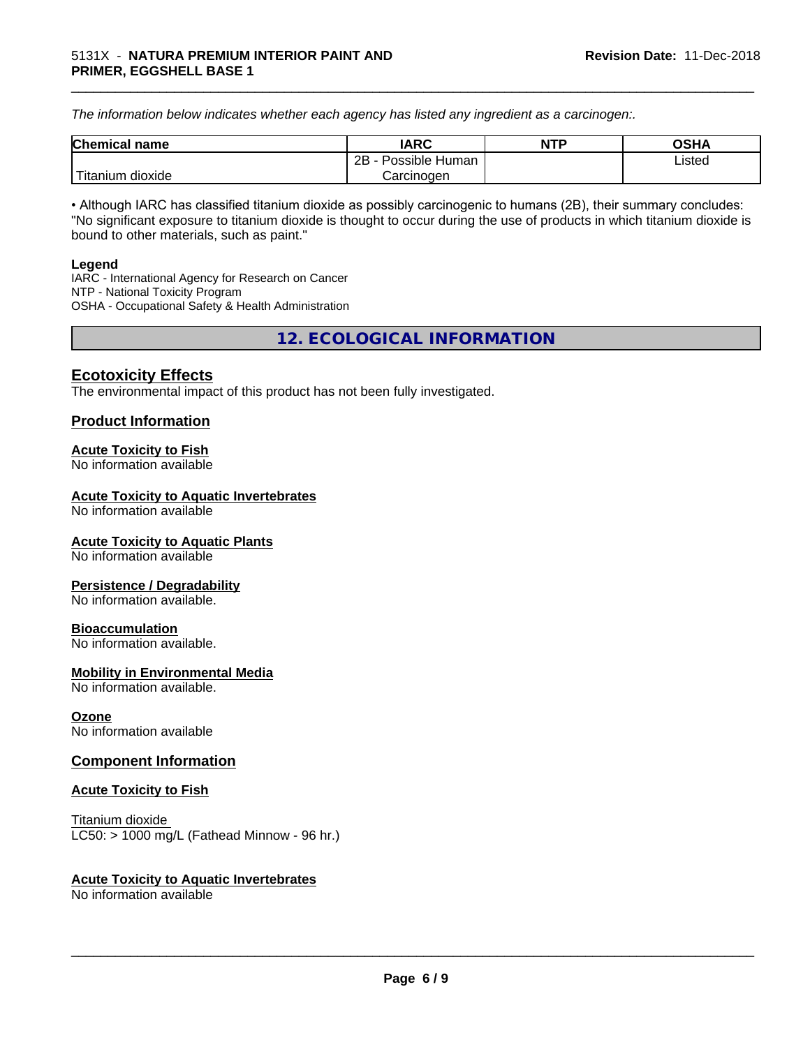*The information below indicates whether each agency has listed any ingredient as a carcinogen:.*

| Chemical name | IARC | NTP | OSHA |
|---|---|---|---|
| Titanium dioxide | 2B - Possible Human Carcinogen | | Listed |

• Although IARC has classified titanium dioxide as possibly carcinogenic to humans (2B), their summary concludes: "No significant exposure to titanium dioxide is thought to occur during the use of products in which titanium dioxide is bound to other materials, such as paint."

**Legend**
IARC - International Agency for Research on Cancer
NTP - National Toxicity Program
OSHA - Occupational Safety & Health Administration

## 12. ECOLOGICAL INFORMATION

### Ecotoxicity Effects

The environmental impact of this product has not been fully investigated.

### Product Information

**Acute Toxicity to Fish**
No information available

**Acute Toxicity to Aquatic Invertebrates**
No information available

**Acute Toxicity to Aquatic Plants**
No information available

**Persistence / Degradability**
No information available.

**Bioaccumulation**
No information available.

**Mobility in Environmental Media**
No information available.

**Ozone**
No information available

### Component Information

**Acute Toxicity to Fish**

Titanium dioxide
LC50: > 1000 mg/L (Fathead Minnow - 96 hr.)

**Acute Toxicity to Aquatic Invertebrates**
No information available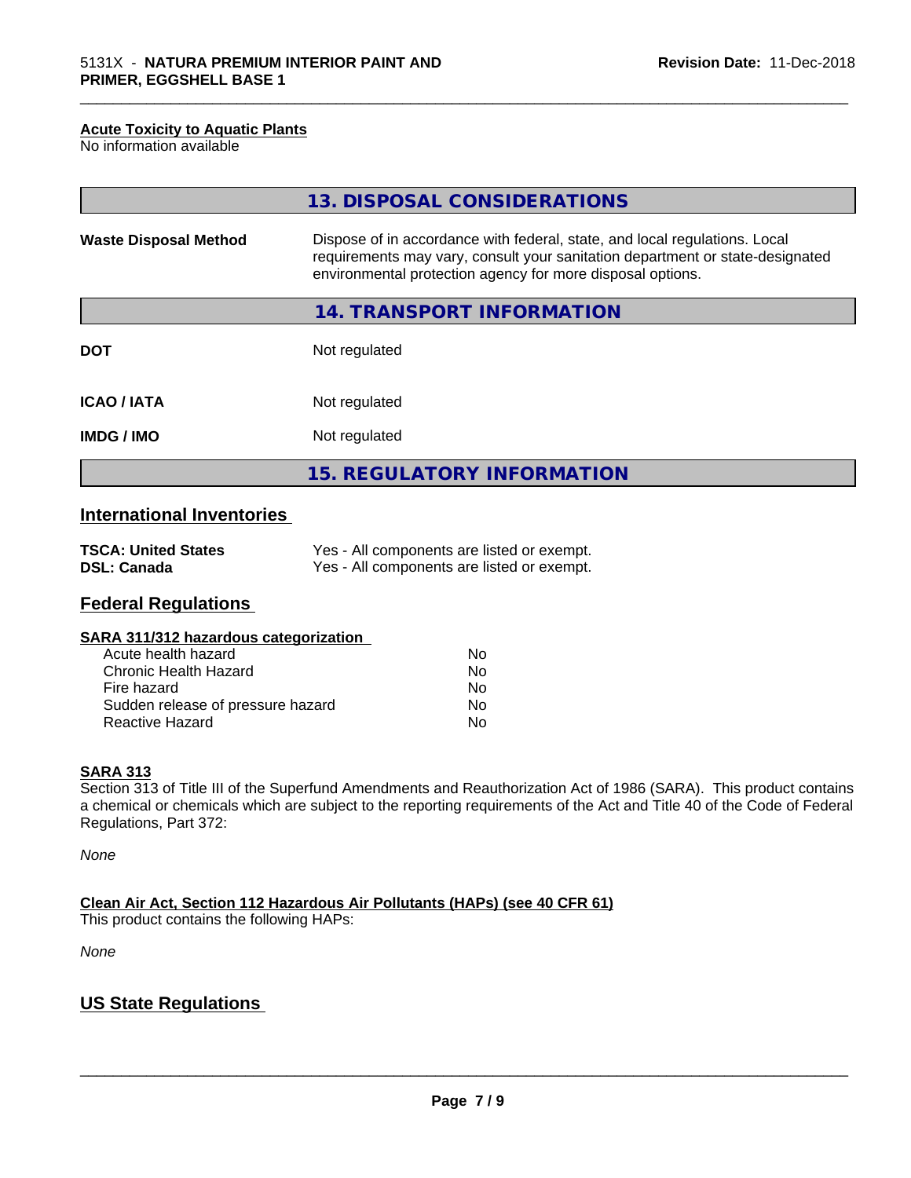#### Acute Toxicity to Aquatic Plants

No information available

## 13. DISPOSAL CONSIDERATIONS

| | |
|---|---|
| **Waste Disposal Method** | Dispose of in accordance with federal, state, and local regulations. Local requirements may vary, consult your sanitation department or state-designated environmental protection agency for more disposal options. |

## 14. TRANSPORT INFORMATION

| | |
|---|---|
| **DOT** | Not regulated |
| **ICAO / IATA** | Not regulated |
| **IMDG / IMO** | Not regulated |

## 15. REGULATORY INFORMATION

### International Inventories

| | |
|---|---|
| **TSCA: United States** | Yes - All components are listed or exempt. |
| **DSL: Canada** | Yes - All components are listed or exempt. |

### Federal Regulations

#### SARA 311/312 hazardous categorization

| | |
|---|---|
| Acute health hazard | No |
| Chronic Health Hazard | No |
| Fire hazard | No |
| Sudden release of pressure hazard | No |
| Reactive Hazard | No |

#### SARA 313

Section 313 of Title III of the Superfund Amendments and Reauthorization Act of 1986 (SARA). This product contains a chemical or chemicals which are subject to the reporting requirements of the Act and Title 40 of the Code of Federal Regulations, Part 372:

*None*

#### Clean Air Act, Section 112 Hazardous Air Pollutants (HAPs) (see 40 CFR 61)

This product contains the following HAPs:

*None*

### US State Regulations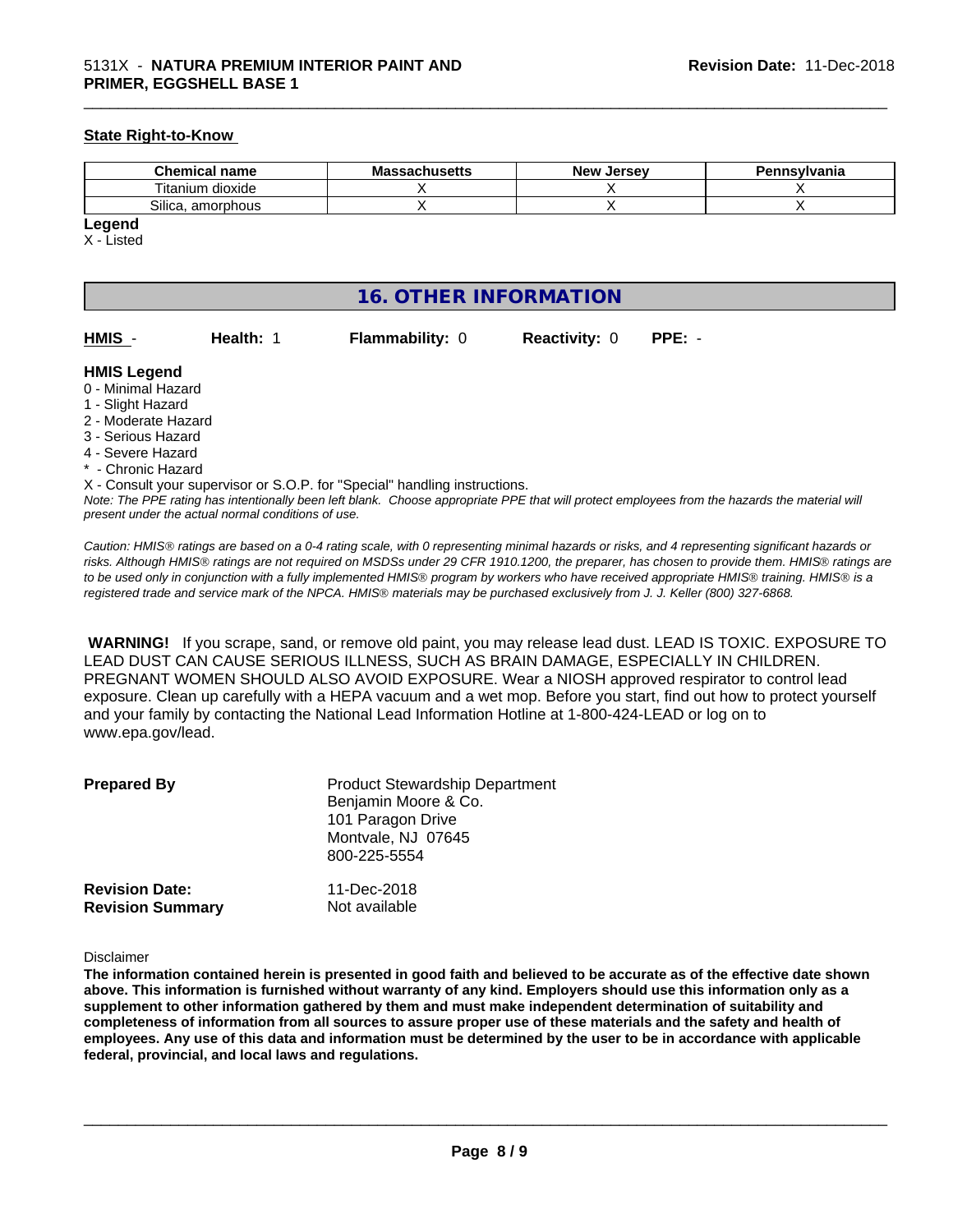**State Right-to-Know**

| Chemical name | Massachusetts | New Jersey | Pennsylvania |
| --- | --- | --- | --- |
| Titanium dioxide | X | X | X |
| Silica, amorphous | X | X | X |

**Legend**

X - Listed

## 16. OTHER INFORMATION

**HMIS** - **Health:** 1 **Flammability:** 0 **Reactivity:** 0 **PPE:** -

**HMIS Legend**

0 - Minimal Hazard
1 - Slight Hazard
2 - Moderate Hazard
3 - Serious Hazard
4 - Severe Hazard
* - Chronic Hazard
X - Consult your supervisor or S.O.P. for "Special" handling instructions.

*Note: The PPE rating has intentionally been left blank. Choose appropriate PPE that will protect employees from the hazards the material will present under the actual normal conditions of use.*

*Caution: HMIS® ratings are based on a 0-4 rating scale, with 0 representing minimal hazards or risks, and 4 representing significant hazards or risks. Although HMIS® ratings are not required on MSDSs under 29 CFR 1910.1200, the preparer, has chosen to provide them. HMIS® ratings are to be used only in conjunction with a fully implemented HMIS® program by workers who have received appropriate HMIS® training. HMIS® is a registered trade and service mark of the NPCA. HMIS® materials may be purchased exclusively from J. J. Keller (800) 327-6868.*

**WARNING!** If you scrape, sand, or remove old paint, you may release lead dust. LEAD IS TOXIC. EXPOSURE TO LEAD DUST CAN CAUSE SERIOUS ILLNESS, SUCH AS BRAIN DAMAGE, ESPECIALLY IN CHILDREN. PREGNANT WOMEN SHOULD ALSO AVOID EXPOSURE. Wear a NIOSH approved respirator to control lead exposure. Clean up carefully with a HEPA vacuum and a wet mop. Before you start, find out how to protect yourself and your family by contacting the National Lead Information Hotline at 1-800-424-LEAD or log on to www.epa.gov/lead.

**Prepared By**

Product Stewardship Department
Benjamin Moore & Co.
101 Paragon Drive
Montvale, NJ 07645
800-225-5554

**Revision Date:** 11-Dec-2018
**Revision Summary** Not available

Disclaimer

**The information contained herein is presented in good faith and believed to be accurate as of the effective date shown above. This information is furnished without warranty of any kind. Employers should use this information only as a supplement to other information gathered by them and must make independent determination of suitability and completeness of information from all sources to assure proper use of these materials and the safety and health of employees. Any use of this data and information must be determined by the user to be in accordance with applicable federal, provincial, and local laws and regulations.**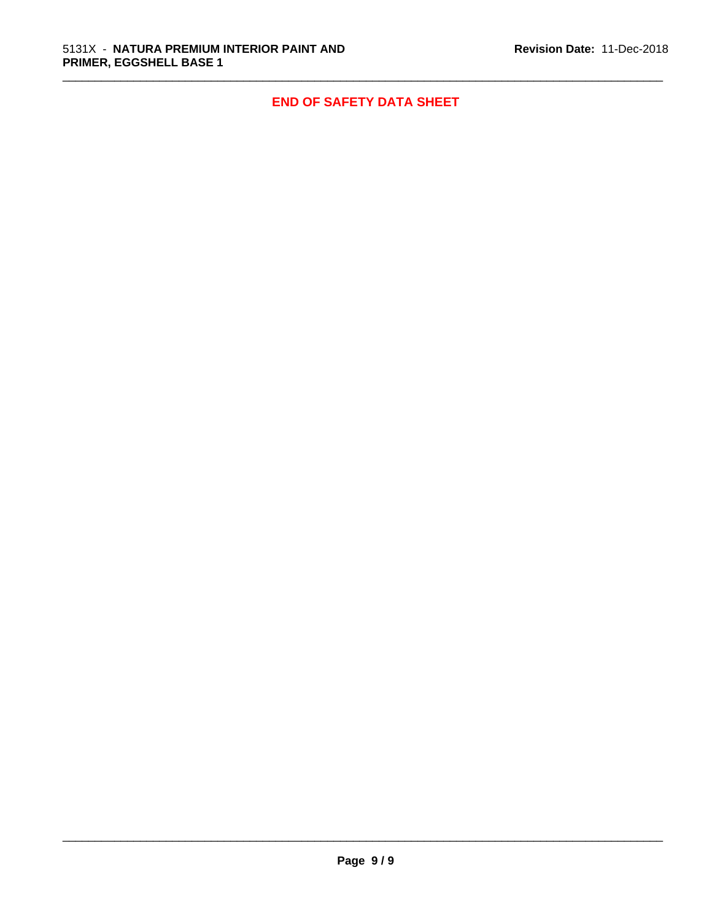**END OF SAFETY DATA SHEET**